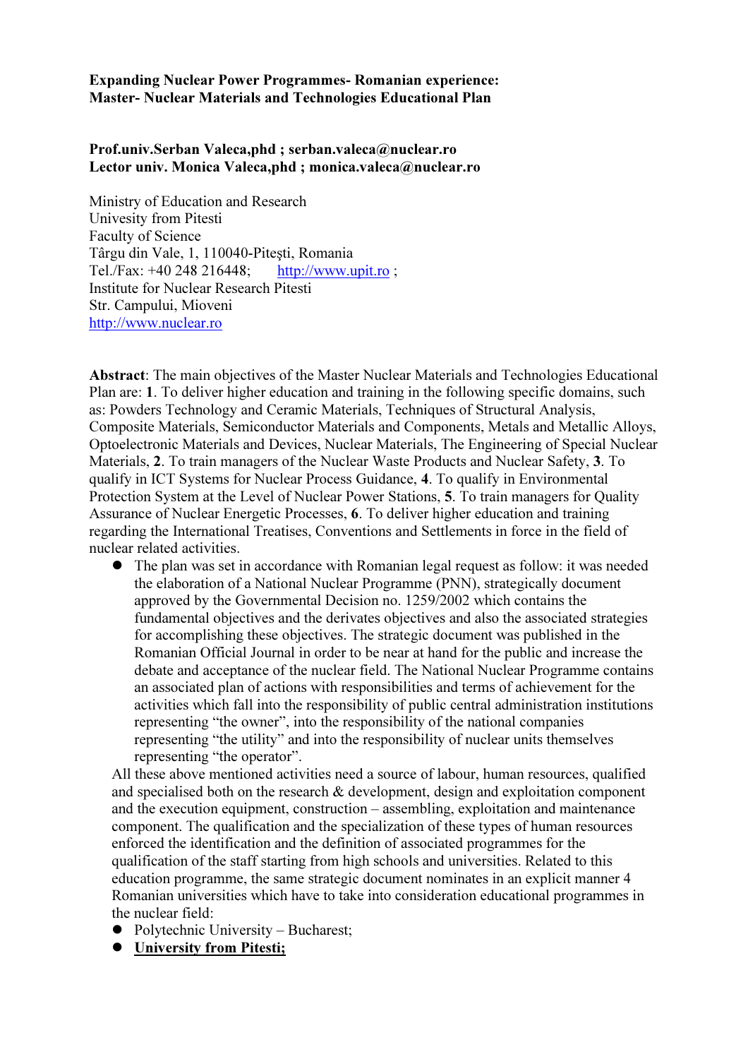**Expanding Nuclear Power Programmes- Romanian experience:**
**Master- Nuclear Materials and Technologies Educational Plan**

**Prof.univ.Serban Valeca,phd ; serban.valeca@nuclear.ro**
**Lector univ. Monica Valeca,phd ; monica.valeca@nuclear.ro**

Ministry of Education and Research
Univesity from Pitesti
Faculty of Science
Târgu din Vale, 1, 110040-Piteşti, Romania
Tel./Fax: +40 248 216448; http://www.upit.ro ;
Institute for Nuclear Research Pitesti
Str. Campului, Mioveni
http://www.nuclear.ro

**Abstract**: The main objectives of the Master Nuclear Materials and Technologies Educational Plan are: **1**. To deliver higher education and training in the following specific domains, such as: Powders Technology and Ceramic Materials, Techniques of Structural Analysis, Composite Materials, Semiconductor Materials and Components, Metals and Metallic Alloys, Optoelectronic Materials and Devices, Nuclear Materials, The Engineering of Special Nuclear Materials, **2**. To train managers of the Nuclear Waste Products and Nuclear Safety, **3**. To qualify in ICT Systems for Nuclear Process Guidance, **4**. To qualify in Environmental Protection System at the Level of Nuclear Power Stations, **5**. To train managers for Quality Assurance of Nuclear Energetic Processes, **6**. To deliver higher education and training regarding the International Treatises, Conventions and Settlements in force in the field of nuclear related activities.

- The plan was set in accordance with Romanian legal request as follow: it was needed the elaboration of a National Nuclear Programme (PNN), strategically document approved by the Governmental Decision no. 1259/2002 which contains the fundamental objectives and the derivates objectives and also the associated strategies for accomplishing these objectives. The strategic document was published in the Romanian Official Journal in order to be near at hand for the public and increase the debate and acceptance of the nuclear field. The National Nuclear Programme contains an associated plan of actions with responsibilities and terms of achievement for the activities which fall into the responsibility of public central administration institutions representing "the owner", into the responsibility of the national companies representing "the utility" and into the responsibility of nuclear units themselves representing "the operator".

All these above mentioned activities need a source of labour, human resources, qualified and specialised both on the research & development, design and exploitation component and the execution equipment, construction – assembling, exploitation and maintenance component. The qualification and the specialization of these types of human resources enforced the identification and the definition of associated programmes for the qualification of the staff starting from high schools and universities. Related to this education programme, the same strategic document nominates in an explicit manner 4 Romanian universities which have to take into consideration educational programmes in the nuclear field:

- Polytechnic University – Bucharest;
- **<u>University from Pitesti;</u>**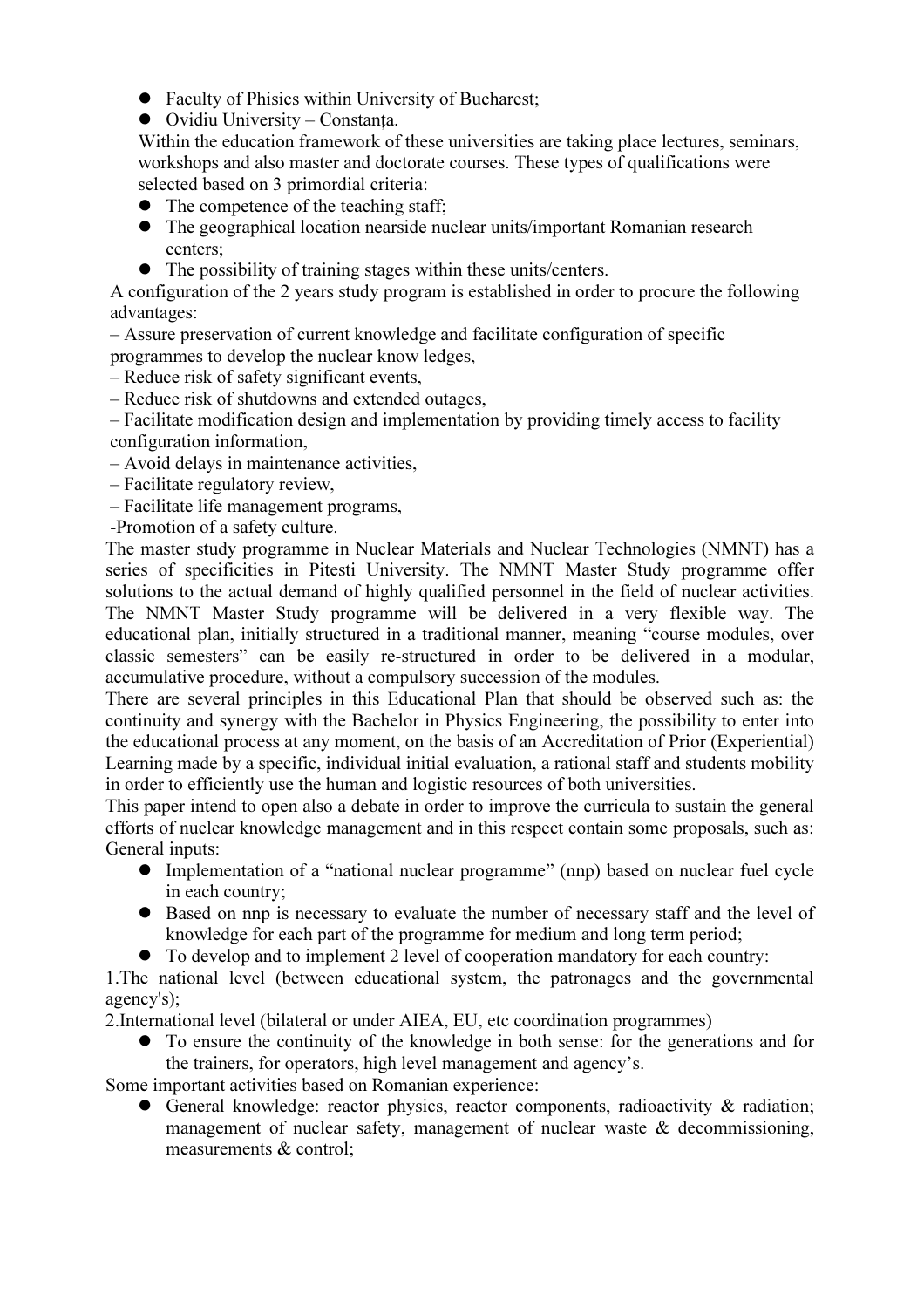- Faculty of Phisics within University of Bucharest;
- Ovidiu University – Constanța.

Within the education framework of these universities are taking place lectures, seminars, workshops and also master and doctorate courses. These types of qualifications were selected based on 3 primordial criteria:

- The competence of the teaching staff;
- The geographical location nearside nuclear units/important Romanian research centers;
- The possibility of training stages within these units/centers.

A configuration of the 2 years study program is established in order to procure the following advantages:

– Assure preservation of current knowledge and facilitate configuration of specific programmes to develop the nuclear know ledges,
– Reduce risk of safety significant events,
– Reduce risk of shutdowns and extended outages,
– Facilitate modification design and implementation by providing timely access to facility configuration information,
– Avoid delays in maintenance activities,
– Facilitate regulatory review,
– Facilitate life management programs,
-Promotion of a safety culture.

The master study programme in Nuclear Materials and Nuclear Technologies (NMNT) has a series of specificities in Pitesti University. The NMNT Master Study programme offer solutions to the actual demand of highly qualified personnel in the field of nuclear activities. The NMNT Master Study programme will be delivered in a very flexible way. The educational plan, initially structured in a traditional manner, meaning "course modules, over classic semesters" can be easily re-structured in order to be delivered in a modular, accumulative procedure, without a compulsory succession of the modules.

There are several principles in this Educational Plan that should be observed such as: the continuity and synergy with the Bachelor in Physics Engineering, the possibility to enter into the educational process at any moment, on the basis of an Accreditation of Prior (Experiential) Learning made by a specific, individual initial evaluation, a rational staff and students mobility in order to efficiently use the human and logistic resources of both universities.

This paper intend to open also a debate in order to improve the curricula to sustain the general efforts of nuclear knowledge management and in this respect contain some proposals, such as:

General inputs:

- Implementation of a "national nuclear programme" (nnp) based on nuclear fuel cycle in each country;
- Based on nnp is necessary to evaluate the number of necessary staff and the level of knowledge for each part of the programme for medium and long term period;
- To develop and to implement 2 level of cooperation mandatory for each country:

1.The national level (between educational system, the patronages and the governmental agency's);

2.International level (bilateral or under AIEA, EU, etc coordination programmes)

- To ensure the continuity of the knowledge in both sense: for the generations and for the trainers, for operators, high level management and agency's.

Some important activities based on Romanian experience:

- General knowledge: reactor physics, reactor components, radioactivity & radiation; management of nuclear safety, management of nuclear waste & decommissioning, measurements & control;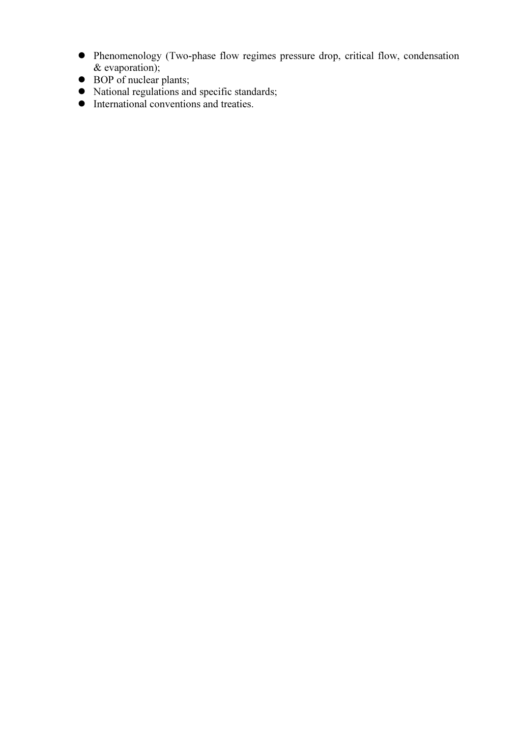- Phenomenology (Two-phase flow regimes pressure drop, critical flow, condensation & evaporation);
- BOP of nuclear plants;
- National regulations and specific standards;
- International conventions and treaties.